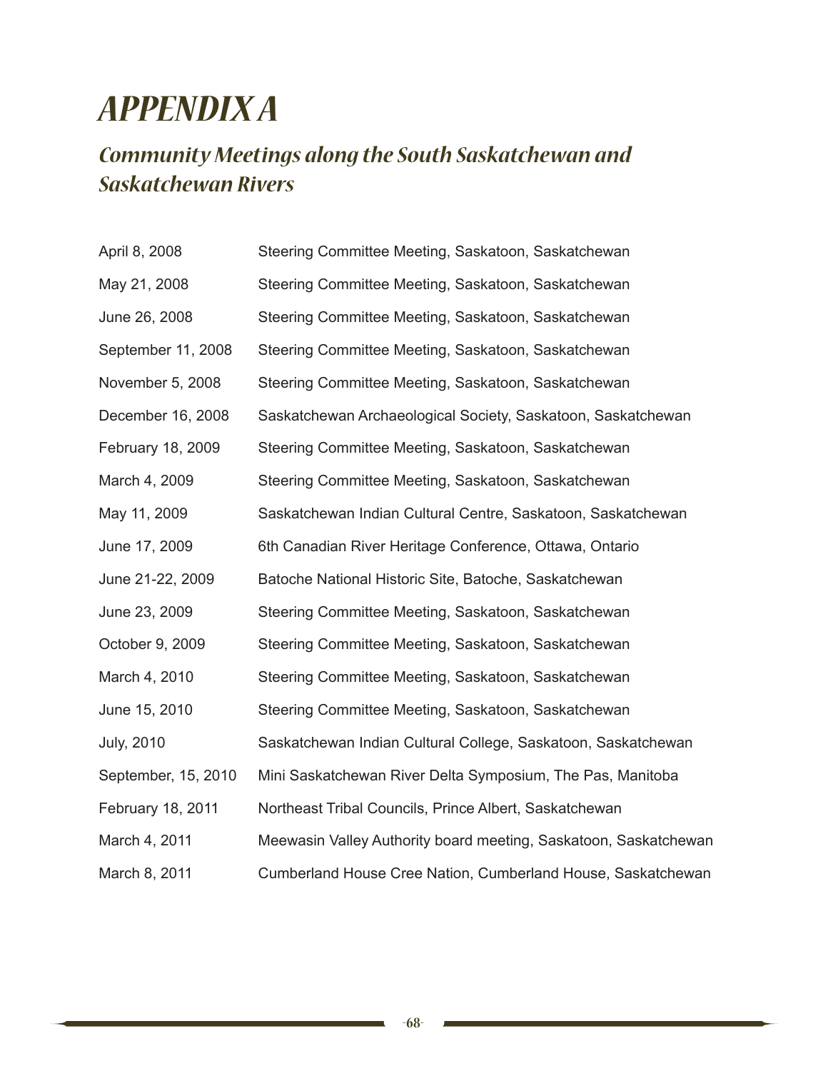# APPENDIX A

## Community Meetings along the South Saskatchewan and Saskatchewan Rivers

| | |
|---|---|
| April 8, 2008 | Steering Committee Meeting, Saskatoon, Saskatchewan |
| May 21, 2008 | Steering Committee Meeting, Saskatoon, Saskatchewan |
| June 26, 2008 | Steering Committee Meeting, Saskatoon, Saskatchewan |
| September 11, 2008 | Steering Committee Meeting, Saskatoon, Saskatchewan |
| November 5, 2008 | Steering Committee Meeting, Saskatoon, Saskatchewan |
| December 16, 2008 | Saskatchewan Archaeological Society, Saskatoon, Saskatchewan |
| February 18, 2009 | Steering Committee Meeting, Saskatoon, Saskatchewan |
| March 4, 2009 | Steering Committee Meeting, Saskatoon, Saskatchewan |
| May 11, 2009 | Saskatchewan Indian Cultural Centre, Saskatoon, Saskatchewan |
| June 17, 2009 | 6th Canadian River Heritage Conference, Ottawa, Ontario |
| June 21-22, 2009 | Batoche National Historic Site, Batoche, Saskatchewan |
| June 23, 2009 | Steering Committee Meeting, Saskatoon, Saskatchewan |
| October 9, 2009 | Steering Committee Meeting, Saskatoon, Saskatchewan |
| March 4, 2010 | Steering Committee Meeting, Saskatoon, Saskatchewan |
| June 15, 2010 | Steering Committee Meeting, Saskatoon, Saskatchewan |
| July, 2010 | Saskatchewan Indian Cultural College, Saskatoon, Saskatchewan |
| September, 15, 2010 | Mini Saskatchewan River Delta Symposium, The Pas, Manitoba |
| February 18, 2011 | Northeast Tribal Councils, Prince Albert, Saskatchewan |
| March 4, 2011 | Meewasin Valley Authority board meeting, Saskatoon, Saskatchewan |
| March 8, 2011 | Cumberland House Cree Nation, Cumberland House, Saskatchewan |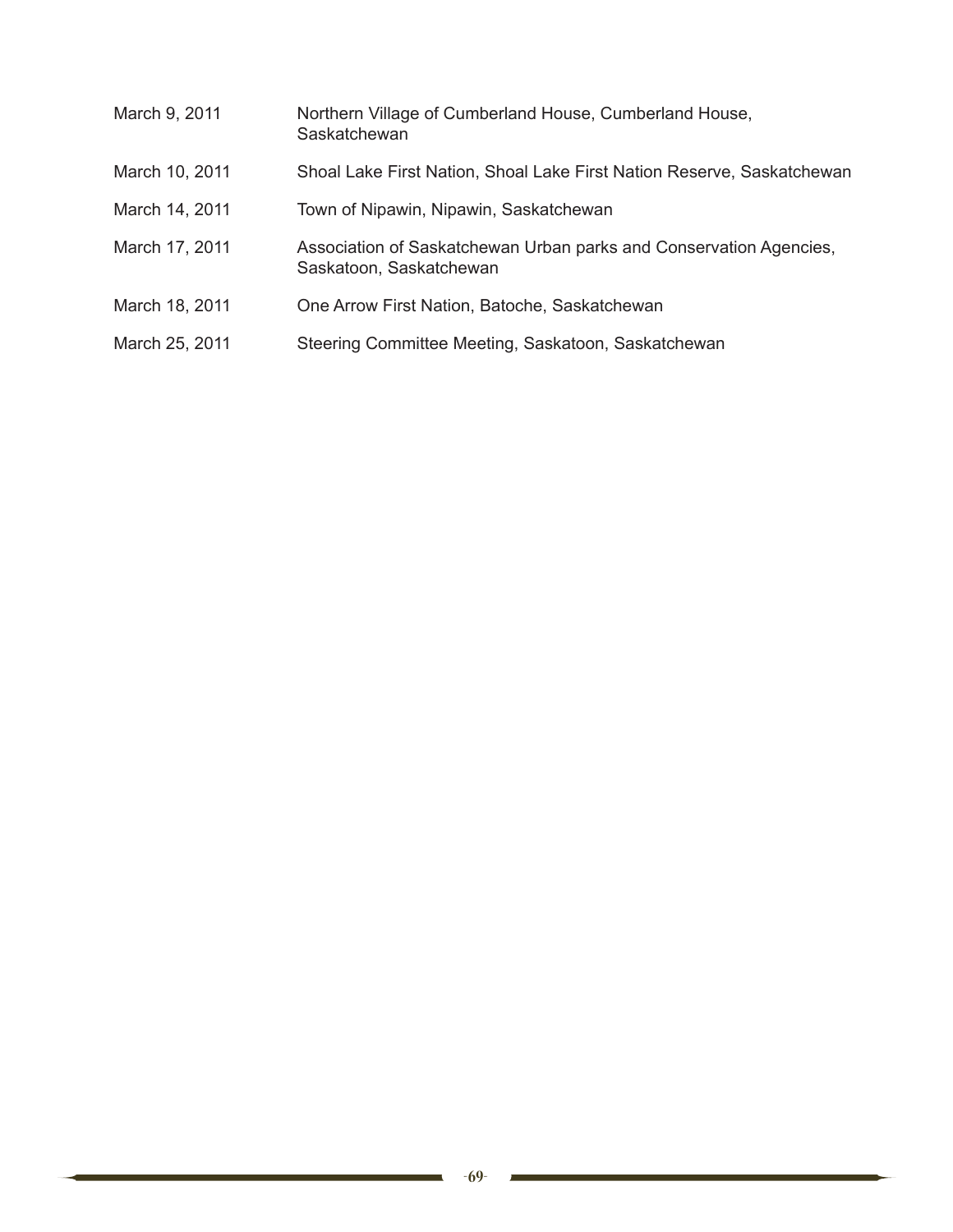| | |
|---|---|
| March 9, 2011 | Northern Village of Cumberland House, Cumberland House, Saskatchewan |
| March 10, 2011 | Shoal Lake First Nation, Shoal Lake First Nation Reserve, Saskatchewan |
| March 14, 2011 | Town of Nipawin, Nipawin, Saskatchewan |
| March 17, 2011 | Association of Saskatchewan Urban parks and Conservation Agencies, Saskatoon, Saskatchewan |
| March 18, 2011 | One Arrow First Nation, Batoche, Saskatchewan |
| March 25, 2011 | Steering Committee Meeting, Saskatoon, Saskatchewan |